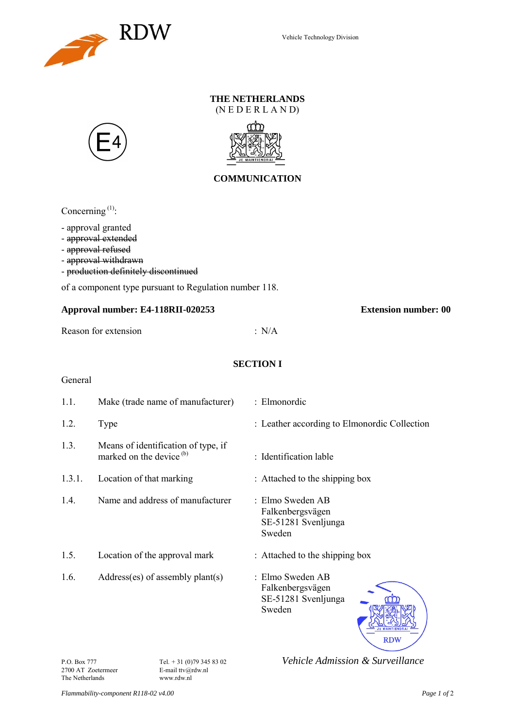RDW

Vehicle Technology Division

**THE NETHERLANDS**
(N E D E R L A N D)

E4

**COMMUNICATION**

Concerning [1]:

- approval granted
- ~~approval extended~~
- ~~approval refused~~
- ~~approval withdrawn~~
- ~~production definitely discontinued~~

of a component type pursuant to Regulation number 118.

**Approval number: E4-118RII-020253** **Extension number: 00**

Reason for extension : N/A

**SECTION I**

General

| | | |
|---|---|---|
| 1.1. | Make (trade name of manufacturer) | : Elmonordic |
| 1.2. | Type | : Leather according to Elmonordic Collection |
| 1.3. | Means of identification of type, if marked on the device [b] | : Identification lable |
| 1.3.1. | Location of that marking | : Attached to the shipping box |
| 1.4. | Name and address of manufacturer | : Elmo Sweden AB<br>Falkenbergsvägen<br>SE-51281 Svenljunga<br>Sweden |
| 1.5. | Location of the approval mark | : Attached to the shipping box |
| 1.6. | Address(es) of assembly plant(s) | : Elmo Sweden AB<br>Falkenbergsvägen<br>SE-51281 Svenljunga<br>Sweden |

P.O. Box 777
2700 AT Zoetermeer
The Netherlands

Tel. + 31 (0)79 345 83 02
E-mail ttv@rdw.nl
www.rdw.nl

*Vehicle Admission & Surveillance*

*Flammability-component R118-02 v4.00*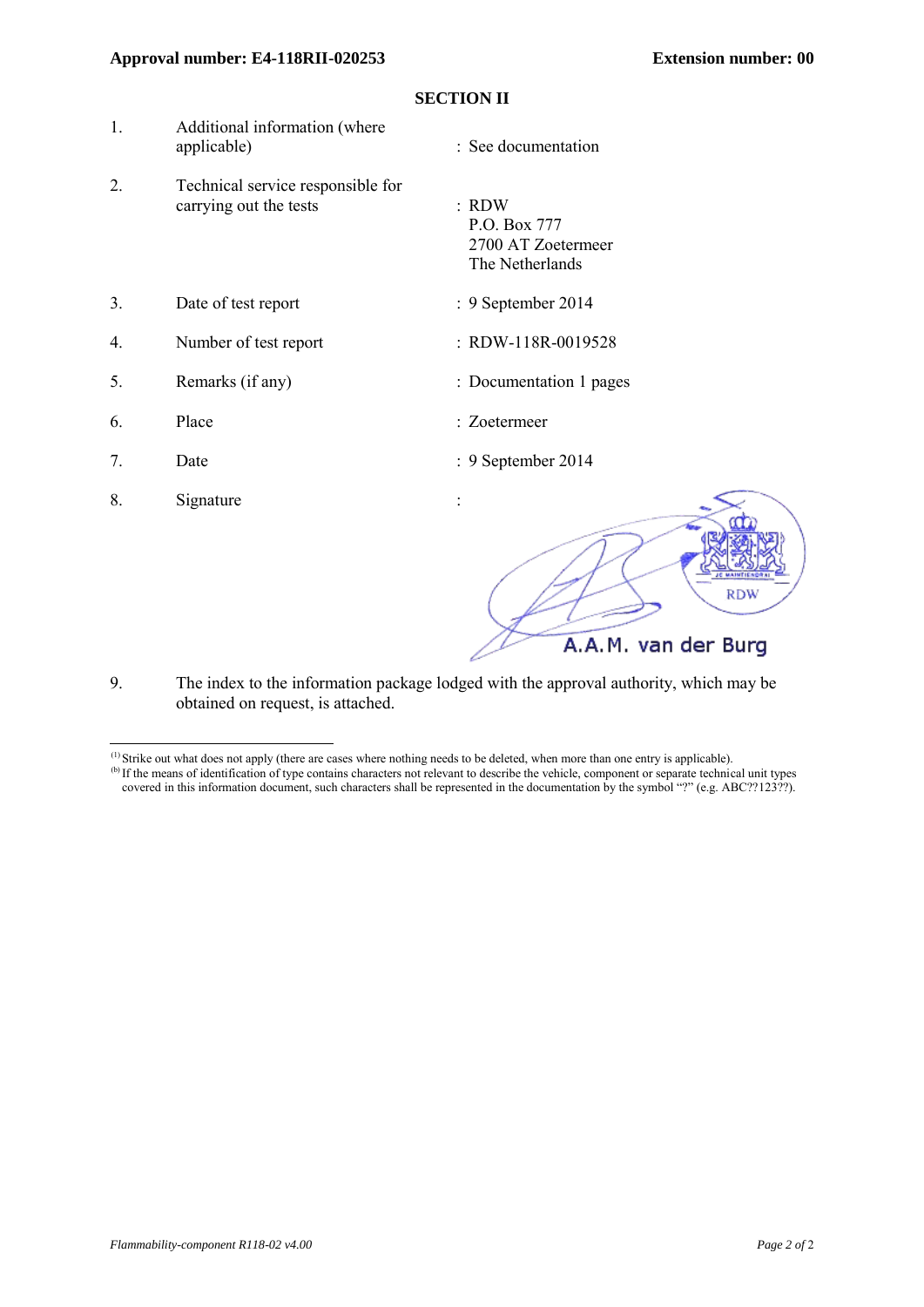**Approval number: E4-118RII-020253** **Extension number: 00**

## SECTION II

| | | |
|---|---|---|
| 1. | Additional information (where applicable) | : See documentation |
| 2. | Technical service responsible for carrying out the tests | : RDW<br>P.O. Box 777<br>2700 AT Zoetermeer<br>The Netherlands |
| 3. | Date of test report | : 9 September 2014 |
| 4. | Number of test report | : RDW-118R-0019528 |
| 5. | Remarks (if any) | : Documentation 1 pages |
| 6. | Place | : Zoetermeer |
| 7. | Date | : 9 September 2014 |
| 8. | Signature | : |

JE MAINTIENDRAI
RDW
A.A.M. van der Burg

9. The index to the information package lodged with the approval authority, which may be obtained on request, is attached.

---

[1] Strike out what does not apply (there are cases where nothing needs to be deleted, when more than one entry is applicable).

[b] If the means of identification of type contains characters not relevant to describe the vehicle, component or separate technical unit types covered in this information document, such characters shall be represented in the documentation by the symbol "?" (e.g. ABC??123??).

*Flammability-component R118-02 v4.00*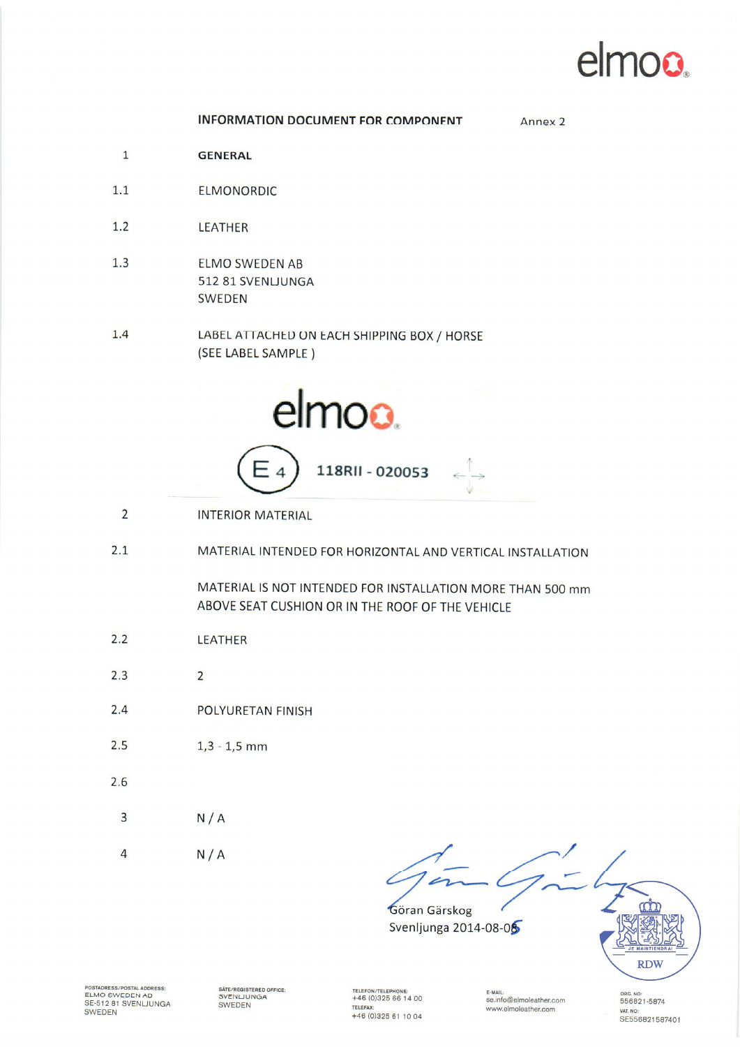elmo

## INFORMATION DOCUMENT FOR COMPONENT

Annex 2

| | | |
|---|---|---|
| 1 | **GENERAL** | |
| 1.1 | ELMONORDIC | |
| 1.2 | LEATHER | |
| 1.3 | ELMO SWEDEN AB<br>512 81 SVENLJUNGA<br>SWEDEN | |
| 1.4 | LABEL ATTACHED ON EACH SHIPPING BOX / HORSE<br>(SEE LABEL SAMPLE ) | |

elmo

E 4 118RII - 020053

| | | |
|---|---|---|
| 2 | INTERIOR MATERIAL | |
| 2.1 | MATERIAL INTENDED FOR HORIZONTAL AND VERTICAL INSTALLATION<br><br>MATERIAL IS NOT INTENDED FOR INSTALLATION MORE THAN 500 mm ABOVE SEAT CUSHION OR IN THE ROOF OF THE VEHICLE | |
| 2.2 | LEATHER | |
| 2.3 | 2 | |
| 2.4 | POLYURETAN FINISH | |
| 2.5 | 1,3 - 1,5 mm | |
| 2.6 | | |
| 3 | N / A | |
| 4 | N / A | |

Göran Gärskog
Svenljunga 2014-08-05

RDW

POSTADRESS/POSTAL ADDRESS:
ELMO SWEDEN AB
SE-512 81 SVENLJUNGA
SWEDEN

SÄTE/REGISTERED OFFICE:
SVENLJUNGA
SWEDEN

TELEFON/TELEPHONE:
+46 (0)325 66 14 00
TELEFAX:
+46 (0)325 61 10 04

E-MAIL:
se.info@elmoleather.com
www.elmoleather.com

ORG. NO:
556821-5874
VAT. NO:
SE556821587401